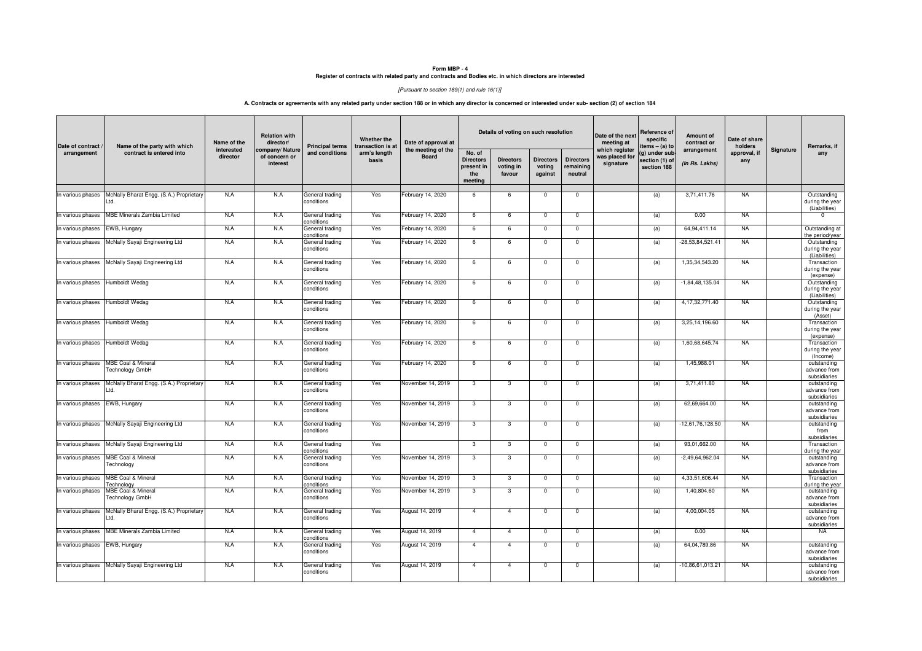**Form MBP - 4**
**Register of contracts with related party and contracts and Bodies etc. in which directors are interested**

*[Pursuant to section 189(1) and rule 16(1)]*

**A. Contracts or agreements with any related party under section 188 or in which any director is concerned or interested under sub- section (2) of section 184**

| Date of contract / arrangement | Name of the party with which contract is entered into | Name of the interested director | Relation with director/ company/ Nature of concern or interest | Principal terms and conditions | Whether the transaction is at arm's length basis | Date of approval at the meeting of the Board | Details of voting on such resolution | | | | Date of the next meeting at which register was placed for signature | Reference of specific items – (a) to (g) under sub-section (1) of section 188 | Amount of contract or arrangement (In Rs. Lakhs) | Date of share holders approval, if any | Signature | Remarks, if any |
|---|---|---|---|---|---|---|---|---|---|---|---|---|---|---|---|---|
| | | | | | | | No. of Directors present in the meeting | Directors voting in favour | Directors voting against | Directors remaining neutral | | | | | | |
| In various phases | McNally Bharat Engg. (S.A.) Proprietary Ltd. | N.A | N.A | General trading conditions | Yes | February 14, 2020 | 6 | 6 | 0 | 0 | | (a) | 3,71,411.76 | NA | | Outstanding during the year (Liabilities) |
| In various phases | MBE Minerals Zambia Limited | N.A | N.A | General trading conditions | Yes | February 14, 2020 | 6 | 6 | 0 | 0 | | (a) | 0.00 | NA | | 0 |
| In various phases | EWB, Hungary | N.A | N.A | General trading conditions | Yes | February 14, 2020 | 6 | 6 | 0 | 0 | | (a) | 64,94,411.14 | NA | | Outstanding at the period/year |
| In various phases | McNally Sayaji Engineering Ltd | N.A | N.A | General trading conditions | Yes | February 14, 2020 | 6 | 6 | 0 | 0 | | (a) | -28,53,84,521.41 | NA | | Outstanding during the year (Liabilities) |
| In various phases | McNally Sayaji Engineering Ltd | N.A | N.A | General trading conditions | Yes | February 14, 2020 | 6 | 6 | 0 | 0 | | (a) | 1,35,34,543.20 | NA | | Transaction during the year (expense) |
| In various phases | Humboldt Wedag | N.A | N.A | General trading conditions | Yes | February 14, 2020 | 6 | 6 | 0 | 0 | | (a) | -1,84,48,135.04 | NA | | Outstanding during the year (Liabilities) |
| In various phases | Humboldt Wedag | N.A | N.A | General trading conditions | Yes | February 14, 2020 | 6 | 6 | 0 | 0 | | (a) | 4,17,32,771.40 | NA | | Outstanding during the year (Asset) |
| In various phases | Humboldt Wedag | N.A | N.A | General trading conditions | Yes | February 14, 2020 | 6 | 6 | 0 | 0 | | (a) | 3,25,14,196.60 | NA | | Transaction during the year (expense) |
| In various phases | Humboldt Wedag | N.A | N.A | General trading conditions | Yes | February 14, 2020 | 6 | 6 | 0 | 0 | | (a) | 1,60,68,645.74 | NA | | Transaction during the year (Income) |
| In various phases | MBE Coal & Mineral Technology GmbH | N.A | N.A | General trading conditions | Yes | February 14, 2020 | 6 | 6 | 0 | 0 | | (a) | 1,45,988.01 | NA | | outstanding advance from subsidiaries |
| In various phases | McNally Bharat Engg. (S.A.) Proprietary Ltd. | N.A | N.A | General trading conditions | Yes | November 14, 2019 | 3 | 3 | 0 | 0 | | (a) | 3,71,411.80 | NA | | outstanding advance from subsidiaries |
| In various phases | EWB, Hungary | N.A | N.A | General trading conditions | Yes | November 14, 2019 | 3 | 3 | 0 | 0 | | (a) | 62,69,664.00 | NA | | outstanding advance from subsidiaries |
| In various phases | McNally Sayaji Engineering Ltd | N.A | N.A | General trading conditions | Yes | November 14, 2019 | 3 | 3 | 0 | 0 | | (a) | -12,61,76,128.50 | NA | | outstanding from subsidiaries |
| In various phases | McNally Sayaji Engineering Ltd | N.A | N.A | General trading conditions | Yes | | 3 | 3 | 0 | 0 | | (a) | 93,01,662.00 | NA | | Transaction during the year |
| In various phases | MBE Coal & Mineral Technology | N.A | N.A | General trading conditions | Yes | November 14, 2019 | 3 | 3 | 0 | 0 | | (a) | -2,49,64,962.04 | NA | | outstanding advance from subsidiaries |
| In various phases | MBE Coal & Mineral Technology | N.A | N.A | General trading conditions | Yes | November 14, 2019 | 3 | 3 | 0 | 0 | | (a) | 4,33,51,606.44 | NA | | Transaction during the year |
| In various phases | MBE Coal & Mineral Technology GmbH | N.A | N.A | General trading conditions | Yes | November 14, 2019 | 3 | 3 | 0 | 0 | | (a) | 1,40,804.60 | NA | | outstanding advance from subsidiaries |
| In various phases | McNally Bharat Engg. (S.A.) Proprietary Ltd. | N.A | N.A | General trading conditions | Yes | August 14, 2019 | 4 | 4 | 0 | 0 | | (a) | 4,00,004.05 | NA | | outstanding advance from subsidiaries |
| In various phases | MBE Minerals Zambia Limited | N.A | N.A | General trading conditions | Yes | August 14, 2019 | 4 | 4 | 0 | 0 | | (a) | 0.00 | NA | | NA |
| In various phases | EWB, Hungary | N.A | N.A | General trading conditions | Yes | August 14, 2019 | 4 | 4 | 0 | 0 | | (a) | 64,04,789.86 | NA | | outstanding advance from subsidiaries |
| In various phases | McNally Sayaji Engineering Ltd | N.A | N.A | General trading conditions | Yes | August 14, 2019 | 4 | 4 | 0 | 0 | | (a) | -10,86,61,013.21 | NA | | outstanding advance from subsidiaries |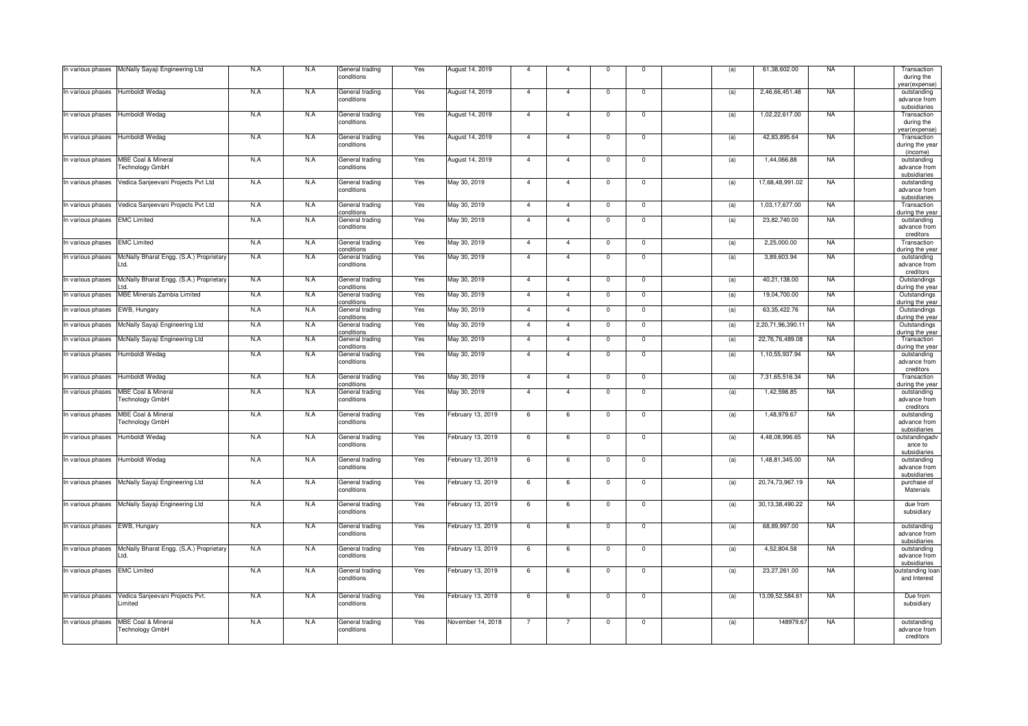| | | | | | | | | | | | | | | | |
|---|---|---|---|---|---|---|---|---|---|---|---|---|---|---|---|
| In various phases | McNally Sayaji Engineering Ltd | N.A | N.A | General trading conditions | Yes | August 14, 2019 | 4 | 4 | 0 | 0 | | (a) | 61,38,602.00 | NA | | Transaction during the year(expense) |
| In various phases | Humboldt Wedag | N.A | N.A | General trading conditions | Yes | August 14, 2019 | 4 | 4 | 0 | 0 | | (a) | 2,46,66,451.48 | NA | | outstanding advance from subsidiaries |
| In various phases | Humboldt Wedag | N.A | N.A | General trading conditions | Yes | August 14, 2019 | 4 | 4 | 0 | 0 | | (a) | 1,02,22,617.00 | NA | | Transaction during the year(expense) |
| In various phases | Humboldt Wedag | N.A | N.A | General trading conditions | Yes | August 14, 2019 | 4 | 4 | 0 | 0 | | (a) | 42,83,895.64 | NA | | Transaction during the year (income) |
| In various phases | MBE Coal & Mineral Technology GmbH | N.A | N.A | General trading conditions | Yes | August 14, 2019 | 4 | 4 | 0 | 0 | | (a) | 1,44,066.88 | NA | | outstanding advance from subsidiaries |
| In various phases | Vedica Sanjeevani Projects Pvt Ltd | N.A | N.A | General trading conditions | Yes | May 30, 2019 | 4 | 4 | 0 | 0 | | (a) | 17,68,48,991.02 | NA | | outstanding advance from subsidiaries |
| In various phases | Vedica Sanjeevani Projects Pvt Ltd | N.A | N.A | General trading conditions | Yes | May 30, 2019 | 4 | 4 | 0 | 0 | | (a) | 1,03,17,677.00 | NA | | Transaction during the year |
| In various phases | EMC Limited | N.A | N.A | General trading conditions | Yes | May 30, 2019 | 4 | 4 | 0 | 0 | | (a) | 23,82,740.00 | NA | | outstanding advance from creditors |
| In various phases | EMC Limited | N.A | N.A | General trading conditions | Yes | May 30, 2019 | 4 | 4 | 0 | 0 | | (a) | 2,25,000.00 | NA | | Transaction during the year |
| In various phases | McNally Bharat Engg. (S.A.) Proprietary Ltd. | N.A | N.A | General trading conditions | Yes | May 30, 2019 | 4 | 4 | 0 | 0 | | (a) | 3,89,603.94 | NA | | outstanding advance from creditors |
| In various phases | McNally Bharat Engg. (S.A.) Proprietary Ltd. | N.A | N.A | General trading conditions | Yes | May 30, 2019 | 4 | 4 | 0 | 0 | | (a) | 40,21,138.00 | NA | | Outstandings during the year |
| In various phases | MBE Minerals Zambia Limited | N.A | N.A | General trading conditions | Yes | May 30, 2019 | 4 | 4 | 0 | 0 | | (a) | 19,04,700.00 | NA | | Outstandings during the year |
| In various phases | EWB, Hungary | N.A | N.A | General trading conditions | Yes | May 30, 2019 | 4 | 4 | 0 | 0 | | (a) | 63,35,422.76 | NA | | Outstandings during the year |
| In various phases | McNally Sayaji Engineering Ltd | N.A | N.A | General trading conditions | Yes | May 30, 2019 | 4 | 4 | 0 | 0 | | (a) | 2,20,71,96,390.11 | NA | | Outstandings during the year |
| In various phases | McNally Sayaji Engineering Ltd | N.A | N.A | General trading conditions | Yes | May 30, 2019 | 4 | 4 | 0 | 0 | | (a) | 22,76,76,489.08 | NA | | Transaction during the year |
| In various phases | Humboldt Wedag | N.A | N.A | General trading conditions | Yes | May 30, 2019 | 4 | 4 | 0 | 0 | | (a) | 1,10,55,937.94 | NA | | outstanding advance from creditors |
| In various phases | Humboldt Wedag | N.A | N.A | General trading conditions | Yes | May 30, 2019 | 4 | 4 | 0 | 0 | | (a) | 7,31,65,516.34 | NA | | Transaction during the year |
| In various phases | MBE Coal & Mineral Technology GmbH | N.A | N.A | General trading conditions | Yes | May 30, 2019 | 4 | 4 | 0 | 0 | | (a) | 1,42,598.85 | NA | | outstanding advance from creditors |
| In various phases | MBE Coal & Mineral Technology GmbH | N.A | N.A | General trading conditions | Yes | February 13, 2019 | 6 | 6 | 0 | 0 | | (a) | 1,48,979.67 | NA | | outstanding advance from subsidiaries |
| In various phases | Humboldt Wedag | N.A | N.A | General trading conditions | Yes | February 13, 2019 | 6 | 6 | 0 | 0 | | (a) | 4,48,08,996.65 | NA | | outstandingadvance to subsidiaries |
| In various phases | Humboldt Wedag | N.A | N.A | General trading conditions | Yes | February 13, 2019 | 6 | 6 | 0 | 0 | | (a) | 1,48,81,345.00 | NA | | outstanding advance from subsidiaries |
| In various phases | McNally Sayaji Engineering Ltd | N.A | N.A | General trading conditions | Yes | February 13, 2019 | 6 | 6 | 0 | 0 | | (a) | 20,74,73,967.19 | NA | | purchase of Materials |
| In various phases | McNally Sayaji Engineering Ltd | N.A | N.A | General trading conditions | Yes | February 13, 2019 | 6 | 6 | 0 | 0 | | (a) | 30,13,38,490.22 | NA | | due from subsidiary |
| In various phases | EWB, Hungary | N.A | N.A | General trading conditions | Yes | February 13, 2019 | 6 | 6 | 0 | 0 | | (a) | 68,89,997.00 | NA | | outstanding advance from subsidiaries |
| In various phases | McNally Bharat Engg. (S.A.) Proprietary Ltd. | N.A | N.A | General trading conditions | Yes | February 13, 2019 | 6 | 6 | 0 | 0 | | (a) | 4,52,804.58 | NA | | outstanding advance from subsidiaries |
| In various phases | EMC Limited | N.A | N.A | General trading conditions | Yes | February 13, 2019 | 6 | 6 | 0 | 0 | | (a) | 23,27,261.00 | NA | | outstanding loan and Interest |
| In various phases | Vedica Sanjeevani Projects Pvt. Limited | N.A | N.A | General trading conditions | Yes | February 13, 2019 | 6 | 6 | 0 | 0 | | (a) | 13,09,52,584.61 | NA | | Due from subsidiary |
| In various phases | MBE Coal & Mineral Technology GmbH | N.A | N.A | General trading conditions | Yes | November 14, 2018 | 7 | 7 | 0 | 0 | | (a) | 148979.67 | NA | | outstanding advance from creditors |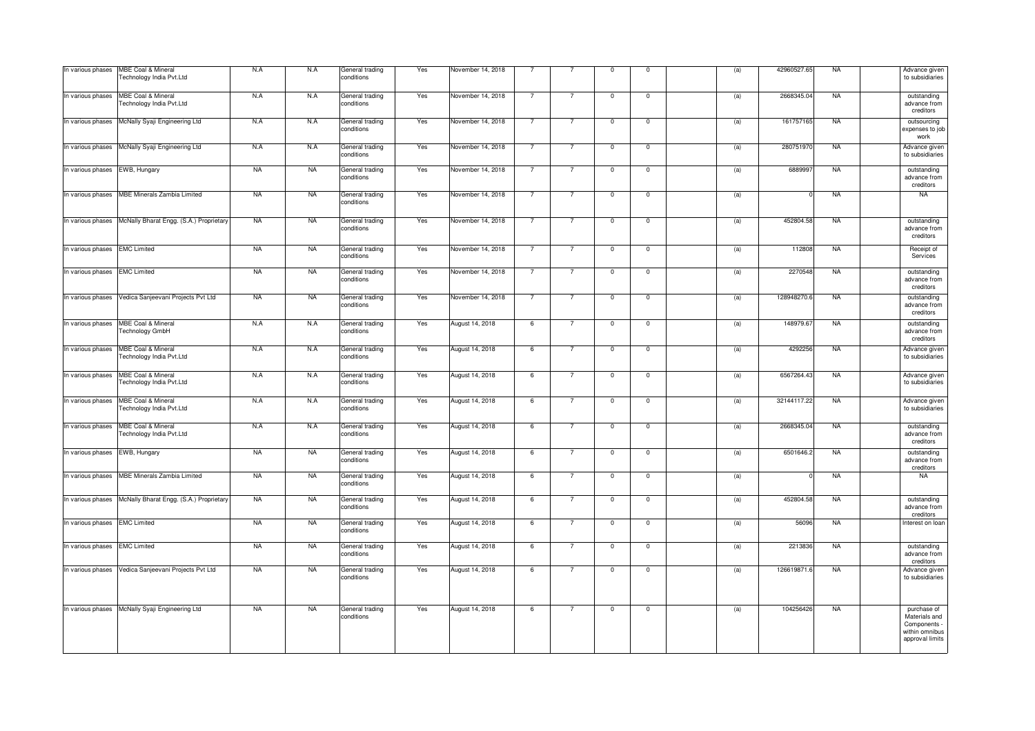| | | | | | | | | | | | | | | | |
|---|---|---|---|---|---|---|---|---|---|---|---|---|---|---|---|
| In various phases | MBE Coal & Mineral Technology India Pvt.Ltd | N.A | N.A | General trading conditions | Yes | November 14, 2018 | 7 | 7 | 0 | 0 | | (a) | 42960527.65 | NA | | Advance given to subsidiaries |
| In various phases | MBE Coal & Mineral Technology India Pvt.Ltd | N.A | N.A | General trading conditions | Yes | November 14, 2018 | 7 | 7 | 0 | 0 | | (a) | 2668345.04 | NA | | outstanding advance from creditors |
| In various phases | McNally Syaji Engineering Ltd | N.A | N.A | General trading conditions | Yes | November 14, 2018 | 7 | 7 | 0 | 0 | | (a) | 161757165 | NA | | outsourcing expenses to job work |
| In various phases | McNally Syaji Engineering Ltd | N.A | N.A | General trading conditions | Yes | November 14, 2018 | 7 | 7 | 0 | 0 | | (a) | 280751970 | NA | | Advance given to subsidiaries |
| In various phases | EWB, Hungary | NA | NA | General trading conditions | Yes | November 14, 2018 | 7 | 7 | 0 | 0 | | (a) | 6889997 | NA | | outstanding advance from creditors |
| In various phases | MBE Minerals Zambia Limited | NA | NA | General trading conditions | Yes | November 14, 2018 | 7 | 7 | 0 | 0 | | (a) | 0 | NA | | NA |
| In various phases | McNally Bharat Engg. (S.A.) Proprietary | NA | NA | General trading conditions | Yes | November 14, 2018 | 7 | 7 | 0 | 0 | | (a) | 452804.58 | NA | | outstanding advance from creditors |
| In various phases | EMC Limited | NA | NA | General trading conditions | Yes | November 14, 2018 | 7 | 7 | 0 | 0 | | (a) | 112808 | NA | | Receipt of Services |
| In various phases | EMC Limited | NA | NA | General trading conditions | Yes | November 14, 2018 | 7 | 7 | 0 | 0 | | (a) | 2270548 | NA | | outstanding advance from creditors |
| In various phases | Vedica Sanjeevani Projects Pvt Ltd | NA | NA | General trading conditions | Yes | November 14, 2018 | 7 | 7 | 0 | 0 | | (a) | 128948270.6 | NA | | outstanding advance from creditors |
| In various phases | MBE Coal & Mineral Technology GmbH | N.A | N.A | General trading conditions | Yes | August 14, 2018 | 6 | 7 | 0 | 0 | | (a) | 148979.67 | NA | | outstanding advance from creditors |
| In various phases | MBE Coal & Mineral Technology India Pvt.Ltd | N.A | N.A | General trading conditions | Yes | August 14, 2018 | 6 | 7 | 0 | 0 | | (a) | 4292256 | NA | | Advance given to subsidiaries |
| In various phases | MBE Coal & Mineral Technology India Pvt.Ltd | N.A | N.A | General trading conditions | Yes | August 14, 2018 | 6 | 7 | 0 | 0 | | (a) | 6567264.43 | NA | | Advance given to subsidiaries |
| In various phases | MBE Coal & Mineral Technology India Pvt.Ltd | N.A | N.A | General trading conditions | Yes | August 14, 2018 | 6 | 7 | 0 | 0 | | (a) | 32144117.22 | NA | | Advance given to subsidiaries |
| In various phases | MBE Coal & Mineral Technology India Pvt.Ltd | N.A | N.A | General trading conditions | Yes | August 14, 2018 | 6 | 7 | 0 | 0 | | (a) | 2668345.04 | NA | | outstanding advance from creditors |
| In various phases | EWB, Hungary | NA | NA | General trading conditions | Yes | August 14, 2018 | 6 | 7 | 0 | 0 | | (a) | 6501646.2 | NA | | outstanding advance from creditors |
| In various phases | MBE Minerals Zambia Limited | NA | NA | General trading conditions | Yes | August 14, 2018 | 6 | 7 | 0 | 0 | | (a) | 0 | NA | | NA |
| In various phases | McNally Bharat Engg. (S.A.) Proprietary | NA | NA | General trading conditions | Yes | August 14, 2018 | 6 | 7 | 0 | 0 | | (a) | 452804.58 | NA | | outstanding advance from creditors |
| In various phases | EMC Limited | NA | NA | General trading conditions | Yes | August 14, 2018 | 6 | 7 | 0 | 0 | | (a) | 56096 | NA | | Interest on loan |
| In various phases | EMC Limited | NA | NA | General trading conditions | Yes | August 14, 2018 | 6 | 7 | 0 | 0 | | (a) | 2213836 | NA | | outstanding advance from creditors |
| In various phases | Vedica Sanjeevani Projects Pvt Ltd | NA | NA | General trading conditions | Yes | August 14, 2018 | 6 | 7 | 0 | 0 | | (a) | 126619871.6 | NA | | Advance given to subsidiaries |
| In various phases | McNally Syaji Engineering Ltd | NA | NA | General trading conditions | Yes | August 14, 2018 | 6 | 7 | 0 | 0 | | (a) | 104256426 | NA | | purchase of Materials and Components - within omnibus approval limits |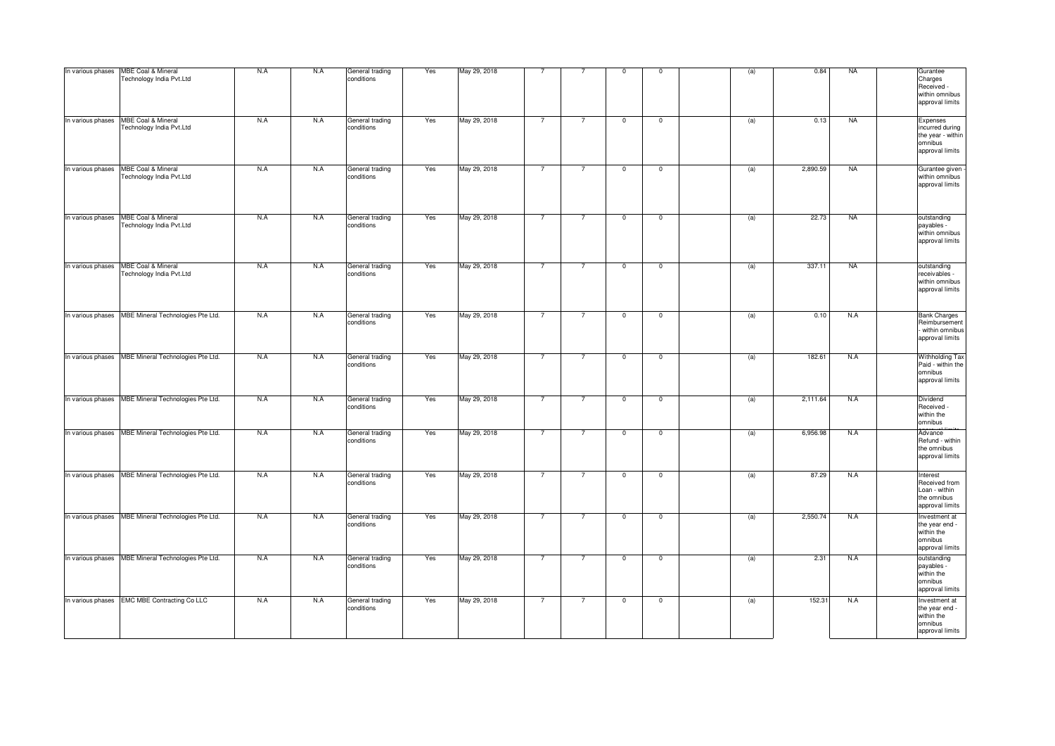| | | | | | | | | | | | | | | | | |
|---|---|---|---|---|---|---|---|---|---|---|---|---|---|---|---|---|
| In various phases | MBE Coal & Mineral Technology India Pvt.Ltd | N.A | N.A | General trading conditions | Yes | May 29, 2018 | 7 | 7 | 0 | 0 | | (a) | 0.84 | NA | | Gurantee Charges Received - within omnibus approval limits |
| In various phases | MBE Coal & Mineral Technology India Pvt.Ltd | N.A | N.A | General trading conditions | Yes | May 29, 2018 | 7 | 7 | 0 | 0 | | (a) | 0.13 | NA | | Expenses incurred during the year - within omnibus approval limits |
| In various phases | MBE Coal & Mineral Technology India Pvt.Ltd | N.A | N.A | General trading conditions | Yes | May 29, 2018 | 7 | 7 | 0 | 0 | | (a) | 2,890.59 | NA | | Gurantee given - within omnibus approval limits |
| In various phases | MBE Coal & Mineral Technology India Pvt.Ltd | N.A | N.A | General trading conditions | Yes | May 29, 2018 | 7 | 7 | 0 | 0 | | (a) | 22.73 | NA | | outstanding payables - within omnibus approval limits |
| In various phases | MBE Coal & Mineral Technology India Pvt.Ltd | N.A | N.A | General trading conditions | Yes | May 29, 2018 | 7 | 7 | 0 | 0 | | (a) | 337.11 | NA | | outstanding receivables - within omnibus approval limits |
| In various phases | MBE Mineral Technologies Pte Ltd. | N.A | N.A | General trading conditions | Yes | May 29, 2018 | 7 | 7 | 0 | 0 | | (a) | 0.10 | N.A | | Bank Charges Reimbursement - within omnibus approval limits |
| In various phases | MBE Mineral Technologies Pte Ltd. | N.A | N.A | General trading conditions | Yes | May 29, 2018 | 7 | 7 | 0 | 0 | | (a) | 182.61 | N.A | | Withholding Tax Paid - within the omnibus approval limits |
| In various phases | MBE Mineral Technologies Pte Ltd. | N.A | N.A | General trading conditions | Yes | May 29, 2018 | 7 | 7 | 0 | 0 | | (a) | 2,111.64 | N.A | | Dividend Received - within the omnibus approval limits |
| In various phases | MBE Mineral Technologies Pte Ltd. | N.A | N.A | General trading conditions | Yes | May 29, 2018 | 7 | 7 | 0 | 0 | | (a) | 6,956.98 | N.A | | Advance Refund - within the omnibus approval limits |
| In various phases | MBE Mineral Technologies Pte Ltd. | N.A | N.A | General trading conditions | Yes | May 29, 2018 | 7 | 7 | 0 | 0 | | (a) | 87.29 | N.A | | Interest Received from Loan - within the omnibus approval limits |
| In various phases | MBE Mineral Technologies Pte Ltd. | N.A | N.A | General trading conditions | Yes | May 29, 2018 | 7 | 7 | 0 | 0 | | (a) | 2,550.74 | N.A | | Investment at the year end - within the omnibus approval limits |
| In various phases | MBE Mineral Technologies Pte Ltd. | N.A | N.A | General trading conditions | Yes | May 29, 2018 | 7 | 7 | 0 | 0 | | (a) | 2.31 | N.A | | outstanding payables - within the omnibus approval limits |
| In various phases | EMC MBE Contracting Co LLC | N.A | N.A | General trading conditions | Yes | May 29, 2018 | 7 | 7 | 0 | 0 | | (a) | 152.31 | N.A | | Investment at the year end - within the omnibus approval limits |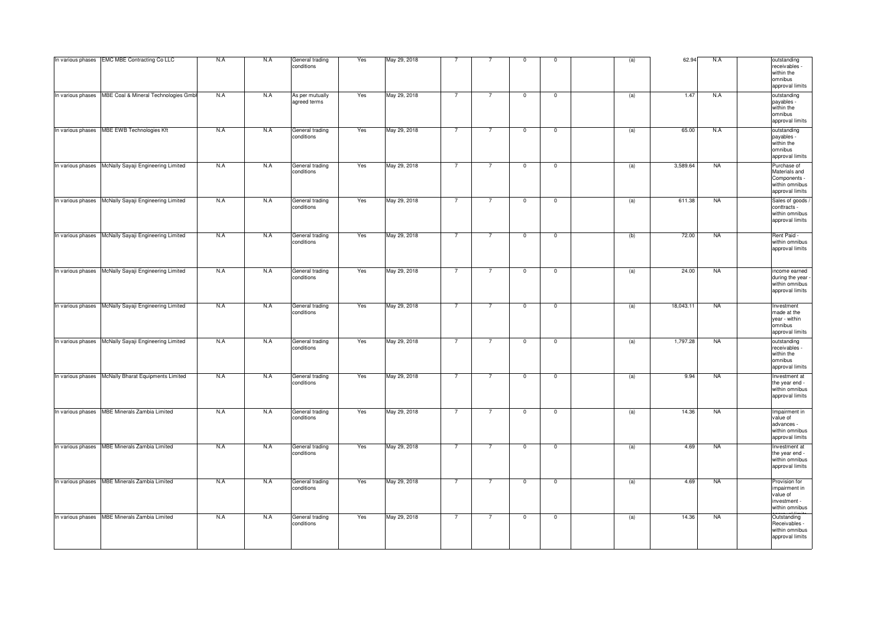| | | | | | | | | | | | | | | | | |
|---|---|---|---|---|---|---|---|---|---|---|---|---|---|---|---|---|
| In various phases | EMC MBE Contracting Co LLC | N.A | N.A | General trading conditions | Yes | May 29, 2018 | 7 | 7 | 0 | 0 | | (a) | 62.94 | N.A | | outstanding receivables - within the omnibus approval limits |
| In various phases | MBE Coal & Mineral Technologies Gmbl | N.A | N.A | As per mutually agreed terms | Yes | May 29, 2018 | 7 | 7 | 0 | 0 | | (a) | 1.47 | N.A | | outstanding payables - within the omnibus approval limits |
| In various phases | MBE EWB Technologies Kft | N.A | N.A | General trading conditions | Yes | May 29, 2018 | 7 | 7 | 0 | 0 | | (a) | 65.00 | N.A | | outstanding payables - within the omnibus approval limits |
| In various phases | McNally Sayaji Engineering Limited | N.A | N.A | General trading conditions | Yes | May 29, 2018 | 7 | 7 | 0 | 0 | | (a) | 3,589.64 | NA | | Purchase of Materials and Components - within omnibus approval limits |
| In various phases | McNally Sayaji Engineering Limited | N.A | N.A | General trading conditions | Yes | May 29, 2018 | 7 | 7 | 0 | 0 | | (a) | 611.38 | NA | | Sales of goods / conttracts - within omnibus approval limits |
| In various phases | McNally Sayaji Engineering Limited | N.A | N.A | General trading conditions | Yes | May 29, 2018 | 7 | 7 | 0 | 0 | | (b) | 72.00 | NA | | Rent Paid - within omnibus approval limits |
| In various phases | McNally Sayaji Engineering Limited | N.A | N.A | General trading conditions | Yes | May 29, 2018 | 7 | 7 | 0 | 0 | | (a) | 24.00 | NA | | Income earned during the year - within omnibus approval limits |
| In various phases | McNally Sayaji Engineering Limited | N.A | N.A | General trading conditions | Yes | May 29, 2018 | 7 | 7 | 0 | 0 | | (a) | 18,043.11 | NA | | Investment made at the year - within omnibus approval limits |
| In various phases | McNally Sayaji Engineering Limited | N.A | N.A | General trading conditions | Yes | May 29, 2018 | 7 | 7 | 0 | 0 | | (a) | 1,797.28 | NA | | outstanding receivables - within the omnibus approval limits |
| In various phases | McNally Bharat Equipments Limited | N.A | N.A | General trading conditions | Yes | May 29, 2018 | 7 | 7 | 0 | 0 | | (a) | 9.94 | NA | | Investment at the year end - within omnibus approval limits |
| In various phases | MBE Minerals Zambia Limited | N.A | N.A | General trading conditions | Yes | May 29, 2018 | 7 | 7 | 0 | 0 | | (a) | 14.36 | NA | | Impairment in value of advances - within omnibus approval limits |
| In various phases | MBE Minerals Zambia Limited | N.A | N.A | General trading conditions | Yes | May 29, 2018 | 7 | 7 | 0 | 0 | | (a) | 4.69 | NA | | Investment at the year end - within omnibus approval limits |
| In various phases | MBE Minerals Zambia Limited | N.A | N.A | General trading conditions | Yes | May 29, 2018 | 7 | 7 | 0 | 0 | | (a) | 4.69 | NA | | Provision for impairment in value of investment - within omnibus approval limits |
| In various phases | MBE Minerals Zambia Limited | N.A | N.A | General trading conditions | Yes | May 29, 2018 | 7 | 7 | 0 | 0 | | (a) | 14.36 | NA | | Outstanding Receivables - within omnibus approval limits |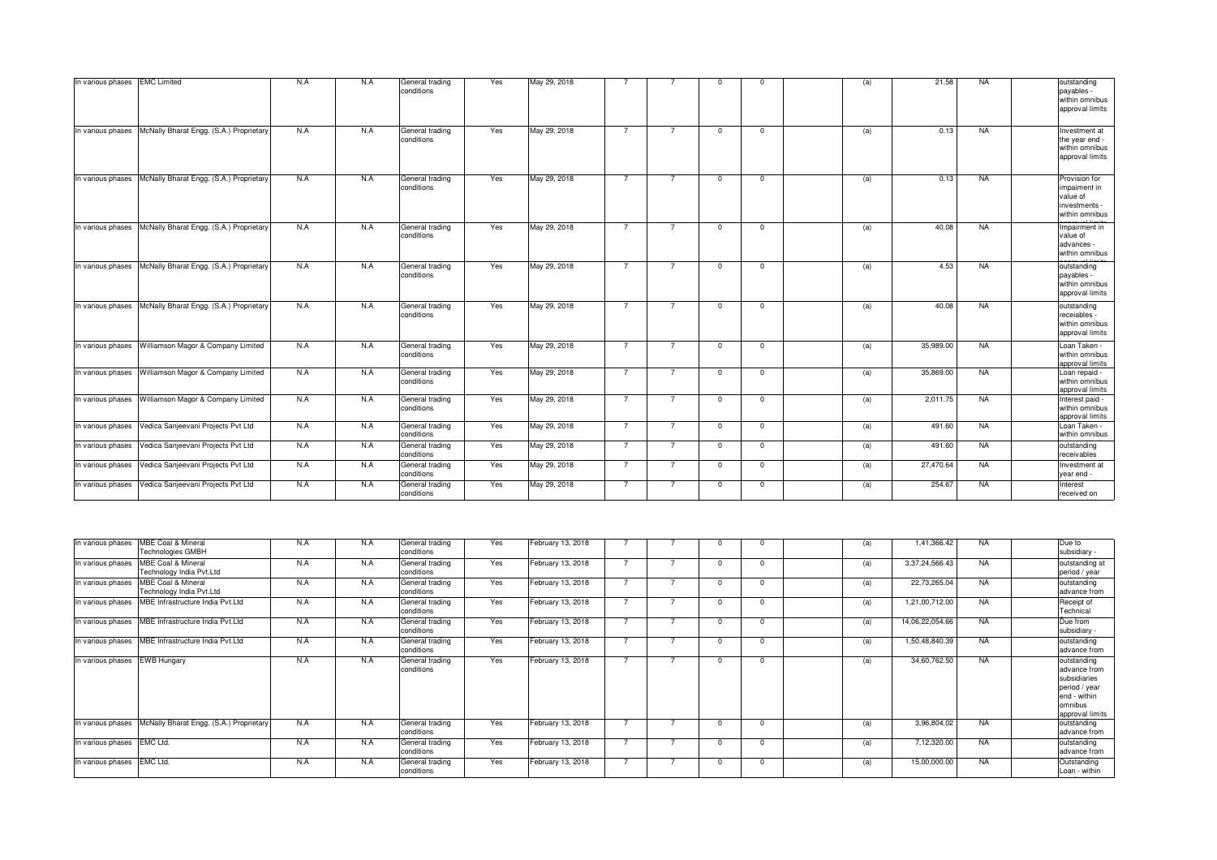| | | | | | | | | | | | | | | | | |
|---|---|---|---|---|---|---|---|---|---|---|---|---|---|---|---|---|
| In various phases | EMC Limited | N.A | N.A | General trading conditions | Yes | May 29, 2018 | 7 | 7 | 0 | 0 | | (a) | 21.58 | NA | | outstanding payables - within omnibus approval limits |
| In various phases | McNally Bharat Engg. (S.A.) Proprietary | N.A | N.A | General trading conditions | Yes | May 29, 2018 | 7 | 7 | 0 | 0 | | (a) | 0.13 | NA | | Investment at the year end - within omnibus approval limits |
| In various phases | McNally Bharat Engg. (S.A.) Proprietary | N.A | N.A | General trading conditions | Yes | May 29, 2018 | 7 | 7 | 0 | 0 | | (a) | 0.13 | NA | | Provision for impaiment in value of investments - within omnibus |
| In various phases | McNally Bharat Engg. (S.A.) Proprietary | N.A | N.A | General trading conditions | Yes | May 29, 2018 | 7 | 7 | 0 | 0 | | (a) | 40.08 | NA | | Impairment in value of advances - within omnibus |
| In various phases | McNally Bharat Engg. (S.A.) Proprietary | N.A | N.A | General trading conditions | Yes | May 29, 2018 | 7 | 7 | 0 | 0 | | (a) | 4.53 | NA | | outstanding payables - within omnibus approval limits |
| In various phases | McNally Bharat Engg. (S.A.) Proprietary | N.A | N.A | General trading conditions | Yes | May 29, 2018 | 7 | 7 | 0 | 0 | | (a) | 40.08 | NA | | outstanding receiables - within omnibus approval limits |
| In various phases | Williamson Magor & Company Limited | N.A | N.A | General trading conditions | Yes | May 29, 2018 | 7 | 7 | 0 | 0 | | (a) | 35,989.00 | NA | | Loan Taken - within omnibus approval limits |
| In various phases | Williamson Magor & Company Limited | N.A | N.A | General trading conditions | Yes | May 29, 2018 | 7 | 7 | 0 | 0 | | (a) | 35,869.00 | NA | | Loan repaid - within omnibus approval limits |
| In various phases | Williamson Magor & Company Limited | N.A | N.A | General trading conditions | Yes | May 29, 2018 | 7 | 7 | 0 | 0 | | (a) | 2,011.75 | NA | | Interest paid - within omnibus approval limits |
| In various phases | Vedica Sanjeevani Projects Pvt Ltd | N.A | N.A | General trading conditions | Yes | May 29, 2018 | 7 | 7 | 0 | 0 | | (a) | 491.60 | NA | | Loan Taken - within omnibus |
| In various phases | Vedica Sanjeevani Projects Pvt Ltd | N.A | N.A | General trading conditions | Yes | May 29, 2018 | 7 | 7 | 0 | 0 | | (a) | 491.60 | NA | | outstanding receivables |
| In various phases | Vedica Sanjeevani Projects Pvt Ltd | N.A | N.A | General trading conditions | Yes | May 29, 2018 | 7 | 7 | 0 | 0 | | (a) | 27,470.64 | NA | | Investment at year end - |
| In various phases | Vedica Sanjeevani Projects Pvt Ltd | N.A | N.A | General trading conditions | Yes | May 29, 2018 | 7 | 7 | 0 | 0 | | (a) | 254.67 | NA | | Interest received on |
| In various phases | MBE Coal & Mineral Technologies GMBH | N.A | N.A | General trading conditions | Yes | February 13, 2018 | 7 | 7 | 0 | 0 | | (a) | 1,41,366.42 | NA | | Due to subsidiary - |
| In various phases | MBE Coal & Mineral Technology India Pvt.Ltd | N.A | N.A | General trading conditions | Yes | February 13, 2018 | 7 | 7 | 0 | 0 | | (a) | 3,37,24,566.43 | NA | | outstanding at period / year |
| In various phases | MBE Coal & Mineral Technology India Pvt.Ltd | N.A | N.A | General trading conditions | Yes | February 13, 2018 | 7 | 7 | 0 | 0 | | (a) | 22,73,265.04 | NA | | outstanding advance from |
| In various phases | MBE Infrastructure India Pvt.Ltd | N.A | N.A | General trading conditions | Yes | February 13, 2018 | 7 | 7 | 0 | 0 | | (a) | 1,21,00,712.00 | NA | | Receipt of Technical |
| In various phases | MBE Infrastructure India Pvt.Ltd | N.A | N.A | General trading conditions | Yes | February 13, 2018 | 7 | 7 | 0 | 0 | | (a) | 14,06,22,054.66 | NA | | Due from subsidiary - |
| In various phases | MBE Infrastructure India Pvt.Ltd | N.A | N.A | General trading conditions | Yes | February 13, 2018 | 7 | 7 | 0 | 0 | | (a) | 1,50,48,840.39 | NA | | outstanding advance from |
| In various phases | EWB Hungary | N.A | N.A | General trading conditions | Yes | February 13, 2018 | 7 | 7 | 0 | 0 | | (a) | 34,60,762.50 | NA | | outstanding advance from subsidiaries period / year end - within omnibus approval limits |
| In various phases | McNally Bharat Engg. (S.A.) Proprietary | N.A | N.A | General trading conditions | Yes | February 13, 2018 | 7 | 7 | 0 | 0 | | (a) | 3,96,804.02 | NA | | outstanding advance from |
| In various phases | EMC Ltd. | N.A | N.A | General trading conditions | Yes | February 13, 2018 | 7 | 7 | 0 | 0 | | (a) | 7,12,320.00 | NA | | outstanding advance from |
| In various phases | EMC Ltd. | N.A | N.A | General trading conditions | Yes | February 13, 2018 | 7 | 7 | 0 | 0 | | (a) | 15,00,000.00 | NA | | Outstanding Loan - within |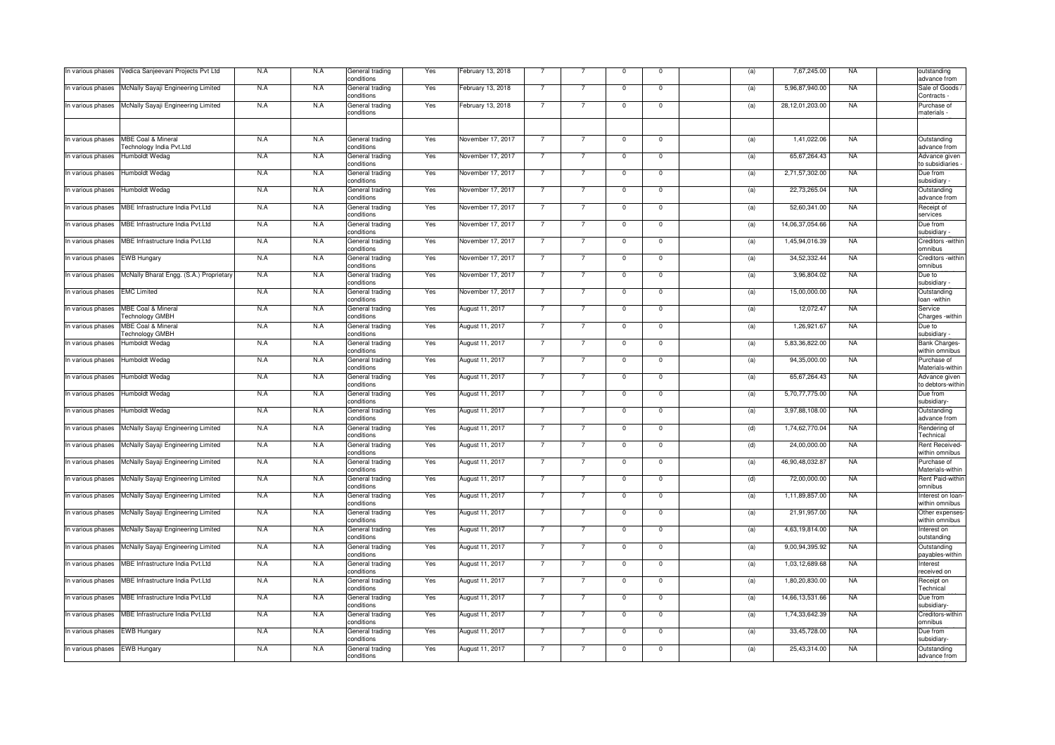| | | | | | | | | | | | | | | | | |
|---|---|---|---|---|---|---|---|---|---|---|---|---|---|---|---|---|
| In various phases | Vedica Sanjeevani Projects Pvt Ltd | N.A | N.A | General trading conditions | Yes | February 13, 2018 | 7 | 7 | 0 | 0 | | (a) | 7,67,245.00 | NA | | outstanding advance from |
| In various phases | McNally Sayaji Engineering Limited | N.A | N.A | General trading conditions | Yes | February 13, 2018 | 7 | 7 | 0 | 0 | | (a) | 5,96,87,940.00 | NA | | Sale of Goods / Contracts - |
| In various phases | McNally Sayaji Engineering Limited | N.A | N.A | General trading conditions | Yes | February 13, 2018 | 7 | 7 | 0 | 0 | | (a) | 28,12,01,203.00 | NA | | Purchase of materials - |
| | | | | | | | | | | | | | | | | |
| In various phases | MBE Coal & Mineral Technology India Pvt.Ltd | N.A | N.A | General trading conditions | Yes | November 17, 2017 | 7 | 7 | 0 | 0 | | (a) | 1,41,022.06 | NA | | Outstanding advance from |
| In various phases | Humboldt Wedag | N.A | N.A | General trading conditions | Yes | November 17, 2017 | 7 | 7 | 0 | 0 | | (a) | 65,67,264.43 | NA | | Advance given to subsidiaries - |
| In various phases | Humboldt Wedag | N.A | N.A | General trading conditions | Yes | November 17, 2017 | 7 | 7 | 0 | 0 | | (a) | 2,71,57,302.00 | NA | | Due from subsidiary - |
| In various phases | Humboldt Wedag | N.A | N.A | General trading conditions | Yes | November 17, 2017 | 7 | 7 | 0 | 0 | | (a) | 22,73,265.04 | NA | | Outstanding advance from |
| In various phases | MBE Infrastructure India Pvt.Ltd | N.A | N.A | General trading conditions | Yes | November 17, 2017 | 7 | 7 | 0 | 0 | | (a) | 52,60,341.00 | NA | | Receipt of services |
| In various phases | MBE Infrastructure India Pvt.Ltd | N.A | N.A | General trading conditions | Yes | November 17, 2017 | 7 | 7 | 0 | 0 | | (a) | 14,06,37,054.66 | NA | | Due from subsidiary - |
| In various phases | MBE Infrastructure India Pvt.Ltd | N.A | N.A | General trading conditions | Yes | November 17, 2017 | 7 | 7 | 0 | 0 | | (a) | 1,45,94,016.39 | NA | | Creditors -within omnibus |
| In various phases | EWB Hungary | N.A | N.A | General trading conditions | Yes | November 17, 2017 | 7 | 7 | 0 | 0 | | (a) | 34,52,332.44 | NA | | Creditors -within omnibus |
| In various phases | McNally Bharat Engg. (S.A.) Proprietary | N.A | N.A | General trading conditions | Yes | November 17, 2017 | 7 | 7 | 0 | 0 | | (a) | 3,96,804.02 | NA | | Due to subsidiary - |
| In various phases | EMC Limited | N.A | N.A | General trading conditions | Yes | November 17, 2017 | 7 | 7 | 0 | 0 | | (a) | 15,00,000.00 | NA | | Outstanding loan -within |
| In various phases | MBE Coal & Mineral Technology GMBH | N.A | N.A | General trading conditions | Yes | August 11, 2017 | 7 | 7 | 0 | 0 | | (a) | 12,072.47 | NA | | Service Charges -within |
| In various phases | MBE Coal & Mineral Technology GMBH | N.A | N.A | General trading conditions | Yes | August 11, 2017 | 7 | 7 | 0 | 0 | | (a) | 1,26,921.67 | NA | | Due to subsidiary - |
| In various phases | Humboldt Wedag | N.A | N.A | General trading conditions | Yes | August 11, 2017 | 7 | 7 | 0 | 0 | | (a) | 5,83,36,822.00 | NA | | Bank Charges-within omnibus |
| In various phases | Humboldt Wedag | N.A | N.A | General trading conditions | Yes | August 11, 2017 | 7 | 7 | 0 | 0 | | (a) | 94,35,000.00 | NA | | Purchase of Materials-within |
| In various phases | Humboldt Wedag | N.A | N.A | General trading conditions | Yes | August 11, 2017 | 7 | 7 | 0 | 0 | | (a) | 65,67,264.43 | NA | | Advance given to debtors-within |
| In various phases | Humboldt Wedag | N.A | N.A | General trading conditions | Yes | August 11, 2017 | 7 | 7 | 0 | 0 | | (a) | 5,70,77,775.00 | NA | | Due from subsidiary- |
| In various phases | Humboldt Wedag | N.A | N.A | General trading conditions | Yes | August 11, 2017 | 7 | 7 | 0 | 0 | | (a) | 3,97,88,108.00 | NA | | Outstanding advance from |
| In various phases | McNally Sayaji Engineering Limited | N.A | N.A | General trading conditions | Yes | August 11, 2017 | 7 | 7 | 0 | 0 | | (d) | 1,74,62,770.04 | NA | | Rendering of Technical |
| In various phases | McNally Sayaji Engineering Limited | N.A | N.A | General trading conditions | Yes | August 11, 2017 | 7 | 7 | 0 | 0 | | (d) | 24,00,000.00 | NA | | Rent Received-within omnibus |
| In various phases | McNally Sayaji Engineering Limited | N.A | N.A | General trading conditions | Yes | August 11, 2017 | 7 | 7 | 0 | 0 | | (a) | 46,90,48,032.87 | NA | | Purchase of Materials-within |
| In various phases | McNally Sayaji Engineering Limited | N.A | N.A | General trading conditions | Yes | August 11, 2017 | 7 | 7 | 0 | 0 | | (d) | 72,00,000.00 | NA | | Rent Paid-within omnibus |
| In various phases | McNally Sayaji Engineering Limited | N.A | N.A | General trading conditions | Yes | August 11, 2017 | 7 | 7 | 0 | 0 | | (a) | 1,11,89,857.00 | NA | | Interest on loan-within omnibus |
| In various phases | McNally Sayaji Engineering Limited | N.A | N.A | General trading conditions | Yes | August 11, 2017 | 7 | 7 | 0 | 0 | | (a) | 21,91,957.00 | NA | | Other expenses-within omnibus |
| In various phases | McNally Sayaji Engineering Limited | N.A | N.A | General trading conditions | Yes | August 11, 2017 | 7 | 7 | 0 | 0 | | (a) | 4,63,19,814.00 | NA | | Interest on outstanding |
| In various phases | McNally Sayaji Engineering Limited | N.A | N.A | General trading conditions | Yes | August 11, 2017 | 7 | 7 | 0 | 0 | | (a) | 9,00,94,395.92 | NA | | Outstanding payables-within |
| In various phases | MBE Infrastructure India Pvt.Ltd | N.A | N.A | General trading conditions | Yes | August 11, 2017 | 7 | 7 | 0 | 0 | | (a) | 1,03,12,689.68 | NA | | Interest received on |
| In various phases | MBE Infrastructure India Pvt.Ltd | N.A | N.A | General trading conditions | Yes | August 11, 2017 | 7 | 7 | 0 | 0 | | (a) | 1,80,20,830.00 | NA | | Receipt on Technical |
| In various phases | MBE Infrastructure India Pvt.Ltd | N.A | N.A | General trading conditions | Yes | August 11, 2017 | 7 | 7 | 0 | 0 | | (a) | 14,66,13,531.66 | NA | | Due from subsidiary- |
| In various phases | MBE Infrastructure India Pvt.Ltd | N.A | N.A | General trading conditions | Yes | August 11, 2017 | 7 | 7 | 0 | 0 | | (a) | 1,74,33,642.39 | NA | | Creditors-within omnibus |
| In various phases | EWB Hungary | N.A | N.A | General trading conditions | Yes | August 11, 2017 | 7 | 7 | 0 | 0 | | (a) | 33,45,728.00 | NA | | Due from subsidiary- |
| In various phases | EWB Hungary | N.A | N.A | General trading conditions | Yes | August 11, 2017 | 7 | 7 | 0 | 0 | | (a) | 25,43,314.00 | NA | | Outstanding advance from |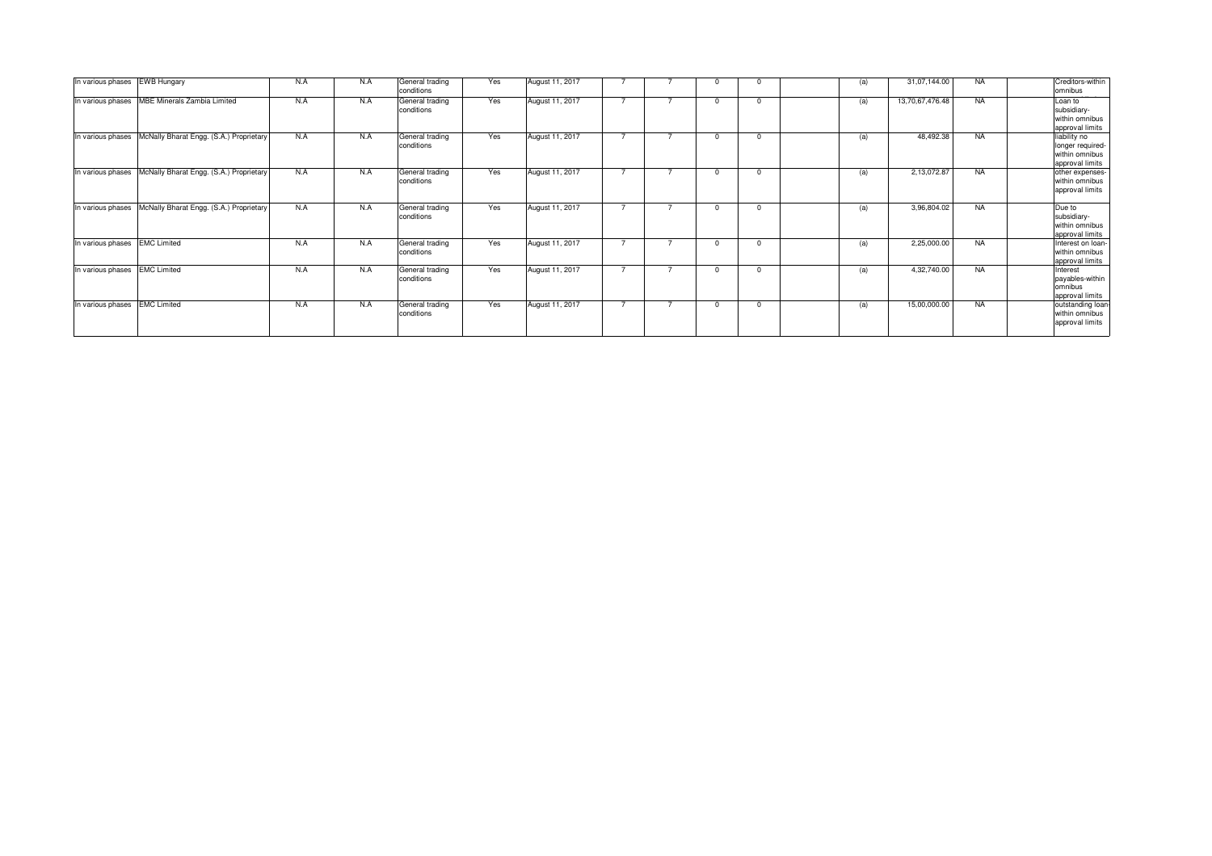| | | | | | | | | | | | | | | | | |
|---|---|---|---|---|---|---|---|---|---|---|---|---|---|---|---|---|
| In various phases | EWB Hungary | N.A | N.A | General trading conditions | Yes | August 11, 2017 | 7 | 7 | 0 | 0 | | (a) | 31,07,144.00 | NA | | Creditors-within omnibus |
| In various phases | MBE Minerals Zambia Limited | N.A | N.A | General trading conditions | Yes | August 11, 2017 | 7 | 7 | 0 | 0 | | (a) | 13,70,67,476.48 | NA | | Loan to subsidiary-within omnibus approval limits |
| In various phases | McNally Bharat Engg. (S.A.) Proprietary | N.A | N.A | General trading conditions | Yes | August 11, 2017 | 7 | 7 | 0 | 0 | | (a) | 48,492.38 | NA | | liability no longer required-within omnibus approval limits |
| In various phases | McNally Bharat Engg. (S.A.) Proprietary | N.A | N.A | General trading conditions | Yes | August 11, 2017 | 7 | 7 | 0 | 0 | | (a) | 2,13,072.87 | NA | | other expenses-within omnibus approval limits |
| In various phases | McNally Bharat Engg. (S.A.) Proprietary | N.A | N.A | General trading conditions | Yes | August 11, 2017 | 7 | 7 | 0 | 0 | | (a) | 3,96,804.02 | NA | | Due to subsidiary-within omnibus approval limits |
| In various phases | EMC Limited | N.A | N.A | General trading conditions | Yes | August 11, 2017 | 7 | 7 | 0 | 0 | | (a) | 2,25,000.00 | NA | | Interest on loan-within omnibus approval limits |
| In various phases | EMC Limited | N.A | N.A | General trading conditions | Yes | August 11, 2017 | 7 | 7 | 0 | 0 | | (a) | 4,32,740.00 | NA | | Interest payables-within omnibus approval limits |
| In various phases | EMC Limited | N.A | N.A | General trading conditions | Yes | August 11, 2017 | 7 | 7 | 0 | 0 | | (a) | 15,00,000.00 | NA | | outstanding loan-within omnibus approval limits |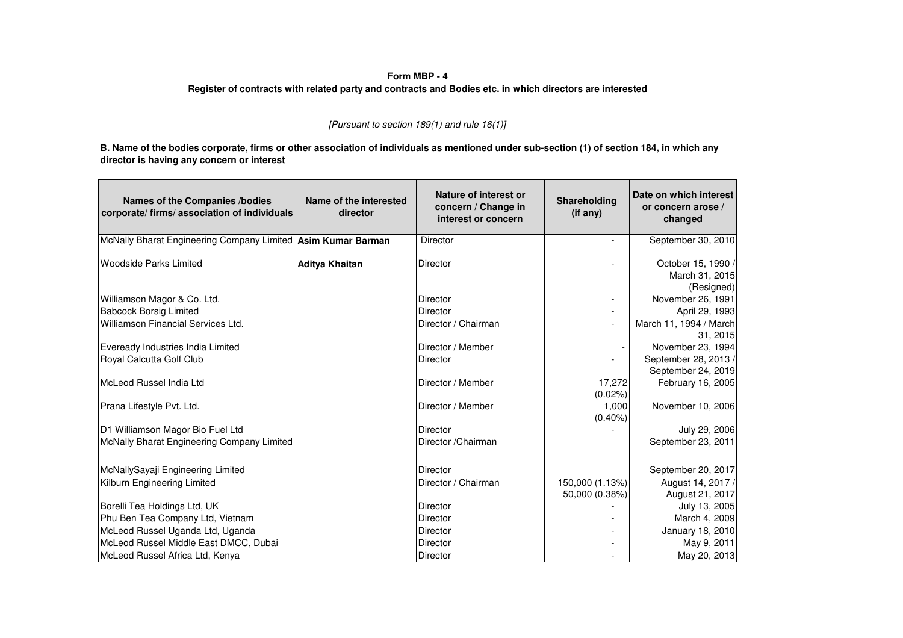**Form MBP - 4**

**Register of contracts with related party and contracts and Bodies etc. in which directors are interested**

*[Pursuant to section 189(1) and rule 16(1)]*

**B. Name of the bodies corporate, firms or other association of individuals as mentioned under sub-section (1) of section 184, in which any director is having any concern or interest**

| Names of the Companies /bodies corporate/ firms/ association of individuals | Name of the interested director | Nature of interest or concern / Change in interest or concern | Shareholding (if any) | Date on which interest or concern arose / changed |
|---|---|---|---|---|
| McNally Bharat Engineering Company Limited | **Asim Kumar Barman** | Director | - | September 30, 2010 |
| Woodside Parks Limited | **Aditya Khaitan** | Director | - | October 15, 1990 / March 31, 2015 (Resigned) |
| Williamson Magor & Co. Ltd. | | Director | - | November 26, 1991 |
| Babcock Borsig Limited | | Director | - | April 29, 1993 |
| Williamson Financial Services Ltd. | | Director / Chairman | - | March 11, 1994 / March 31, 2015 |
| Eveready Industries India Limited | | Director / Member | - | November 23, 1994 |
| Royal Calcutta Golf Club | | Director | - | September 28, 2013 / September 24, 2019 |
| McLeod Russel India Ltd | | Director / Member | 17,272 (0.02%) | February 16, 2005 |
| Prana Lifestyle Pvt. Ltd. | | Director / Member | 1,000 (0.40%) | November 10, 2006 |
| D1 Williamson Magor Bio Fuel Ltd | | Director | - | July 29, 2006 |
| McNally Bharat Engineering Company Limited | | Director /Chairman | | September 23, 2011 |
| McNallySayaji Engineering Limited | | Director | | September 20, 2017 |
| Kilburn Engineering Limited | | Director / Chairman | 150,000 (1.13%) 50,000 (0.38%) | August 14, 2017 / August 21, 2017 |
| Borelli Tea Holdings Ltd, UK | | Director | - | July 13, 2005 |
| Phu Ben Tea Company Ltd, Vietnam | | Director | - | March 4, 2009 |
| McLeod Russel Uganda Ltd, Uganda | | Director | - | January 18, 2010 |
| McLeod Russel Middle East DMCC, Dubai | | Director | - | May 9, 2011 |
| McLeod Russel Africa Ltd, Kenya | | Director | - | May 20, 2013 |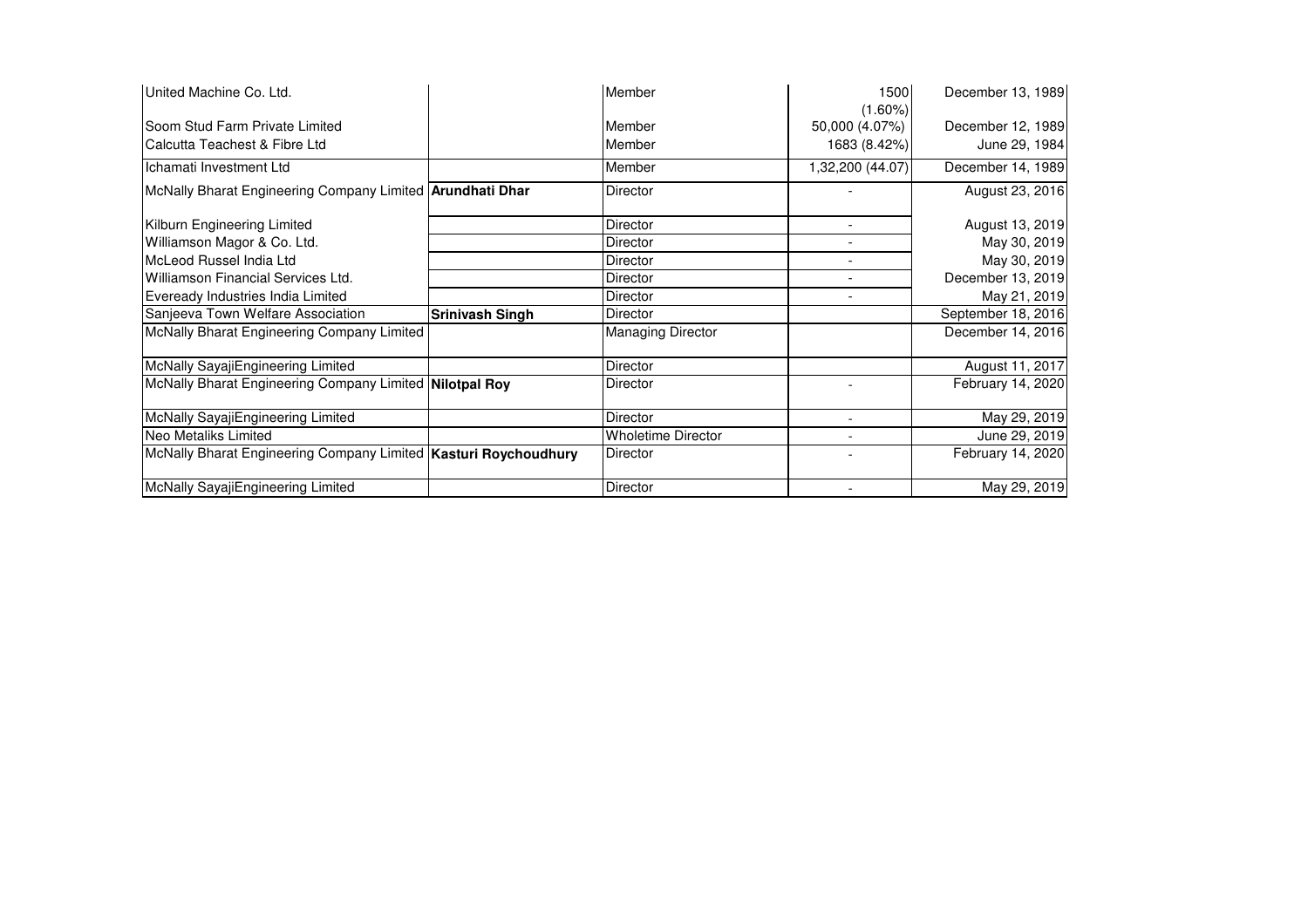| | | | | |
|---|---|---|---|---|
| United Machine Co. Ltd. | | Member | 1500 (1.60%) | December 13, 1989 |
| Soom Stud Farm Private Limited | | Member | 50,000 (4.07%) | December 12, 1989 |
| Calcutta Teachest & Fibre Ltd | | Member | 1683 (8.42%) | June 29, 1984 |
| Ichamati Investment Ltd | | Member | 1,32,200 (44.07) | December 14, 1989 |
| McNally Bharat Engineering Company Limited | **Arundhati Dhar** | Director | - | August 23, 2016 |
| Kilburn Engineering Limited | | Director | - | August 13, 2019 |
| Williamson Magor & Co. Ltd. | | Director | - | May 30, 2019 |
| McLeod Russel India Ltd | | Director | - | May 30, 2019 |
| Williamson Financial Services Ltd. | | Director | - | December 13, 2019 |
| Eveready Industries India Limited | | Director | - | May 21, 2019 |
| Sanjeeva Town Welfare Association | **Srinivash Singh** | Director | | September 18, 2016 |
| McNally Bharat Engineering Company Limited | | Managing Director | | December 14, 2016 |
| McNally SayajiEngineering Limited | | Director | | August 11, 2017 |
| McNally Bharat Engineering Company Limited | **Nilotpal Roy** | Director | - | February 14, 2020 |
| McNally SayajiEngineering Limited | | Director | - | May 29, 2019 |
| Neo Metaliks Limited | | Wholetime Director | - | June 29, 2019 |
| McNally Bharat Engineering Company Limited | **Kasturi Roychoudhury** | Director | - | February 14, 2020 |
| McNally SayajiEngineering Limited | | Director | - | May 29, 2019 |